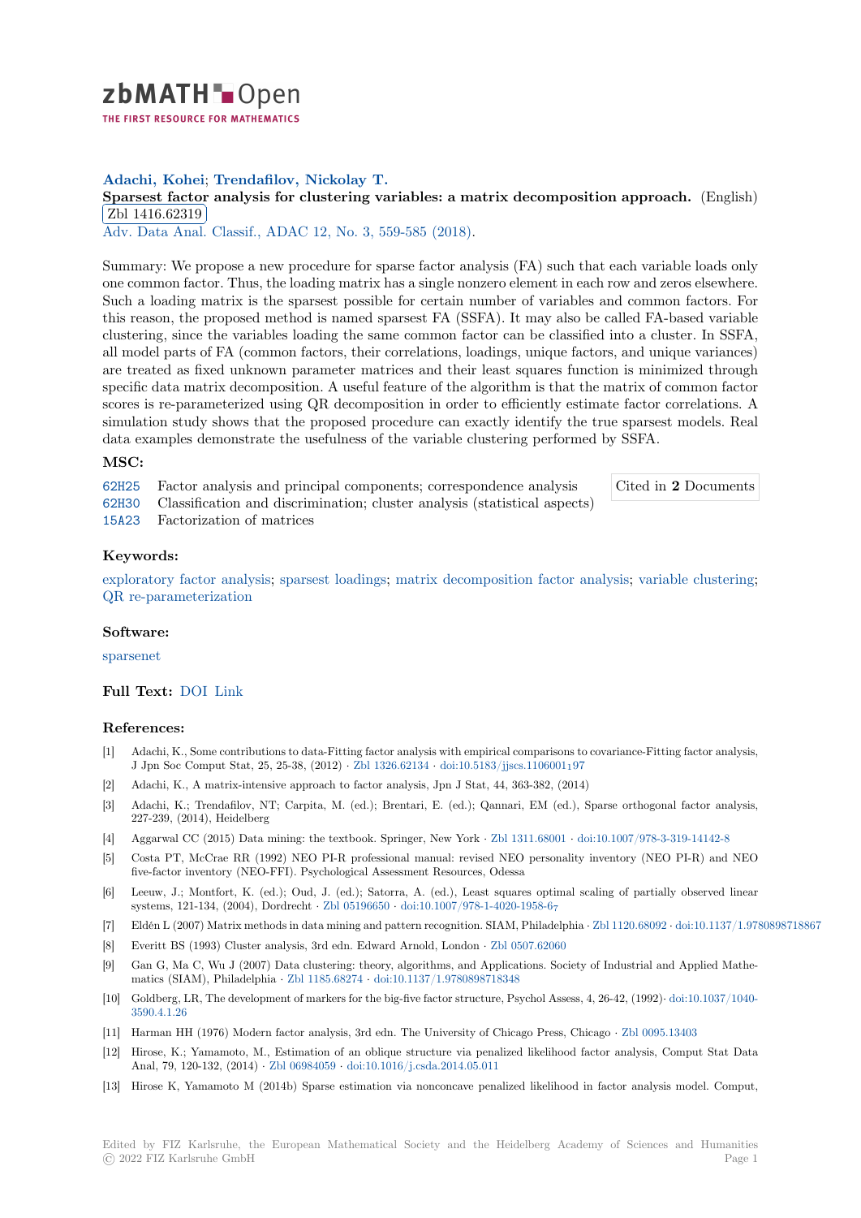zbMATH Open

THE FIRST RESOURCE FOR MATHEMATICS

**Adachi, Kohei; Trendafilov, Nickolay T.**

**Sparsest factor analysis for clustering variables: a matrix decomposition approach.** (English)

Zbl 1416.62319

Adv. Data Anal. Classif., ADAC 12, No. 3, 559-585 (2018).

Summary: We propose a new procedure for sparse factor analysis (FA) such that each variable loads only one common factor. Thus, the loading matrix has a single nonzero element in each row and zeros elsewhere. Such a loading matrix is the sparsest possible for certain number of variables and common factors. For this reason, the proposed method is named sparsest FA (SSFA). It may also be called FA-based variable clustering, since the variables loading the same common factor can be classified into a cluster. In SSFA, all model parts of FA (common factors, their correlations, loadings, unique factors, and unique variances) are treated as fixed unknown parameter matrices and their least squares function is minimized through specific data matrix decomposition. A useful feature of the algorithm is that the matrix of common factor scores is re-parameterized using QR decomposition in order to efficiently estimate factor correlations. A simulation study shows that the proposed procedure can exactly identify the true sparsest models. Real data examples demonstrate the usefulness of the variable clustering performed by SSFA.

### MSC:

62H25 Factor analysis and principal components; correspondence analysis

62H30 Classification and discrimination; cluster analysis (statistical aspects)

15A23 Factorization of matrices

Cited in **2** Documents

### Keywords:

exploratory factor analysis; sparsest loadings; matrix decomposition factor analysis; variable clustering; QR re-parameterization

### Software:

sparsenet

**Full Text:** DOI Link

### References:

[1] Adachi, K., Some contributions to data-Fitting factor analysis with empirical comparisons to covariance-Fitting factor analysis, J Jpn Soc Comput Stat, 25, 25-38, (2012) · Zbl 1326.62134 · doi:10.5183/jjscs.1106001_197

[2] Adachi, K., A matrix-intensive approach to factor analysis, Jpn J Stat, 44, 363-382, (2014)

[3] Adachi, K.; Trendafilov, NT; Carpita, M. (ed.); Brentari, E. (ed.); Qannari, EM (ed.), Sparse orthogonal factor analysis, 227-239, (2014), Heidelberg

[4] Aggarwal CC (2015) Data mining: the textbook. Springer, New York · Zbl 1311.68001 · doi:10.1007/978-3-319-14142-8

[5] Costa PT, McCrae RR (1992) NEO PI-R professional manual: revised NEO personality inventory (NEO PI-R) and NEO five-factor inventory (NEO-FFI). Psychological Assessment Resources, Odessa

[6] Leeuw, J.; Montfort, K. (ed.); Oud, J. (ed.); Satorra, A. (ed.), Least squares optimal scaling of partially observed linear systems, 121-134, (2004), Dordrecht · Zbl 05196650 · doi:10.1007/978-1-4020-1958-6_7

[7] Eldén L (2007) Matrix methods in data mining and pattern recognition. SIAM, Philadelphia · Zbl 1120.68092 · doi:10.1137/1.9780898718867

[8] Everitt BS (1993) Cluster analysis, 3rd edn. Edward Arnold, London · Zbl 0507.62060

[9] Gan G, Ma C, Wu J (2007) Data clustering: theory, algorithms, and Applications. Society of Industrial and Applied Mathematics (SIAM), Philadelphia · Zbl 1185.68274 · doi:10.1137/1.9780898718348

[10] Goldberg, LR, The development of markers for the big-five factor structure, Psychol Assess, 4, 26-42, (1992)· doi:10.1037/1040-3590.4.1.26

[11] Harman HH (1976) Modern factor analysis, 3rd edn. The University of Chicago Press, Chicago · Zbl 0095.13403

[12] Hirose, K.; Yamamoto, M., Estimation of an oblique structure via penalized likelihood factor analysis, Comput Stat Data Anal, 79, 120-132, (2014) · Zbl 06984059 · doi:10.1016/j.csda.2014.05.011

[13] Hirose K, Yamamoto M (2014b) Sparse estimation via nonconcave penalized likelihood in factor analysis model. Comput,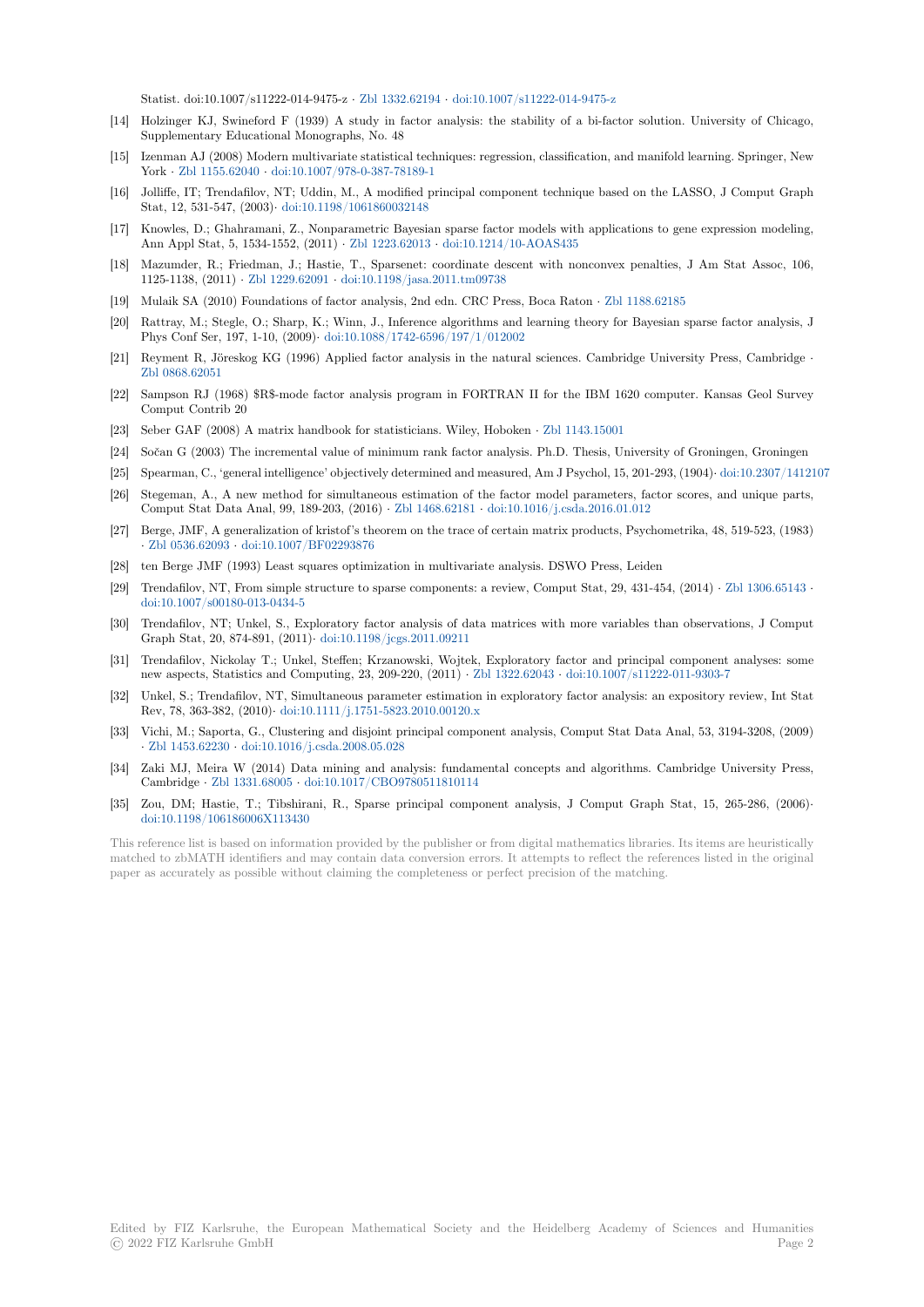Statist. doi:10.1007/s11222-014-9475-z · Zbl 1332.62194 · doi:10.1007/s11222-014-9475-z

[14] Holzinger KJ, Swineford F (1939) A study in factor analysis: the stability of a bi-factor solution. University of Chicago, Supplementary Educational Monographs, No. 48

[15] Izenman AJ (2008) Modern multivariate statistical techniques: regression, classification, and manifold learning. Springer, New York · Zbl 1155.62040 · doi:10.1007/978-0-387-78189-1

[16] Jolliffe, IT; Trendafilov, NT; Uddin, M., A modified principal component technique based on the LASSO, J Comput Graph Stat, 12, 531-547, (2003)· doi:10.1198/1061860032148

[17] Knowles, D.; Ghahramani, Z., Nonparametric Bayesian sparse factor models with applications to gene expression modeling, Ann Appl Stat, 5, 1534-1552, (2011) · Zbl 1223.62013 · doi:10.1214/10-AOAS435

[18] Mazumder, R.; Friedman, J.; Hastie, T., Sparsenet: coordinate descent with nonconvex penalties, J Am Stat Assoc, 106, 1125-1138, (2011) · Zbl 1229.62091 · doi:10.1198/jasa.2011.tm09738

[19] Mulaik SA (2010) Foundations of factor analysis, 2nd edn. CRC Press, Boca Raton · Zbl 1188.62185

[20] Rattray, M.; Stegle, O.; Sharp, K.; Winn, J., Inference algorithms and learning theory for Bayesian sparse factor analysis, J Phys Conf Ser, 197, 1-10, (2009)· doi:10.1088/1742-6596/197/1/012002

[21] Reyment R, Jöreskog KG (1996) Applied factor analysis in the natural sciences. Cambridge University Press, Cambridge · Zbl 0868.62051

[22] Sampson RJ (1968) $R$-mode factor analysis program in FORTRAN II for the IBM 1620 computer. Kansas Geol Survey Comput Contrib 20

[23] Seber GAF (2008) A matrix handbook for statisticians. Wiley, Hoboken · Zbl 1143.15001

[24] Sočan G (2003) The incremental value of minimum rank factor analysis. Ph.D. Thesis, University of Groningen, Groningen

[25] Spearman, C., 'general intelligence' objectively determined and measured, Am J Psychol, 15, 201-293, (1904)· doi:10.2307/1412107

[26] Stegeman, A., A new method for simultaneous estimation of the factor model parameters, factor scores, and unique parts, Comput Stat Data Anal, 99, 189-203, (2016) · Zbl 1468.62181 · doi:10.1016/j.csda.2016.01.012

[27] Berge, JMF, A generalization of kristof's theorem on the trace of certain matrix products, Psychometrika, 48, 519-523, (1983) · Zbl 0536.62093 · doi:10.1007/BF02293876

[28] ten Berge JMF (1993) Least squares optimization in multivariate analysis. DSWO Press, Leiden

[29] Trendafilov, NT, From simple structure to sparse components: a review, Comput Stat, 29, 431-454, (2014) · Zbl 1306.65143 · doi:10.1007/s00180-013-0434-5

[30] Trendafilov, NT; Unkel, S., Exploratory factor analysis of data matrices with more variables than observations, J Comput Graph Stat, 20, 874-891, (2011)· doi:10.1198/jcgs.2011.09211

[31] Trendafilov, Nickolay T.; Unkel, Steffen; Krzanowski, Wojtek, Exploratory factor and principal component analyses: some new aspects, Statistics and Computing, 23, 209-220, (2011) · Zbl 1322.62043 · doi:10.1007/s11222-011-9303-7

[32] Unkel, S.; Trendafilov, NT, Simultaneous parameter estimation in exploratory factor analysis: an expository review, Int Stat Rev, 78, 363-382, (2010)· doi:10.1111/j.1751-5823.2010.00120.x

[33] Vichi, M.; Saporta, G., Clustering and disjoint principal component analysis, Comput Stat Data Anal, 53, 3194-3208, (2009) · Zbl 1453.62230 · doi:10.1016/j.csda.2008.05.028

[34] Zaki MJ, Meira W (2014) Data mining and analysis: fundamental concepts and algorithms. Cambridge University Press, Cambridge · Zbl 1331.68005 · doi:10.1017/CBO9780511810114

[35] Zou, DM; Hastie, T.; Tibshirani, R., Sparse principal component analysis, J Comput Graph Stat, 15, 265-286, (2006)· doi:10.1198/106186006X113430

This reference list is based on information provided by the publisher or from digital mathematics libraries. Its items are heuristically matched to zbMATH identifiers and may contain data conversion errors. It attempts to reflect the references listed in the original paper as accurately as possible without claiming the completeness or perfect precision of the matching.